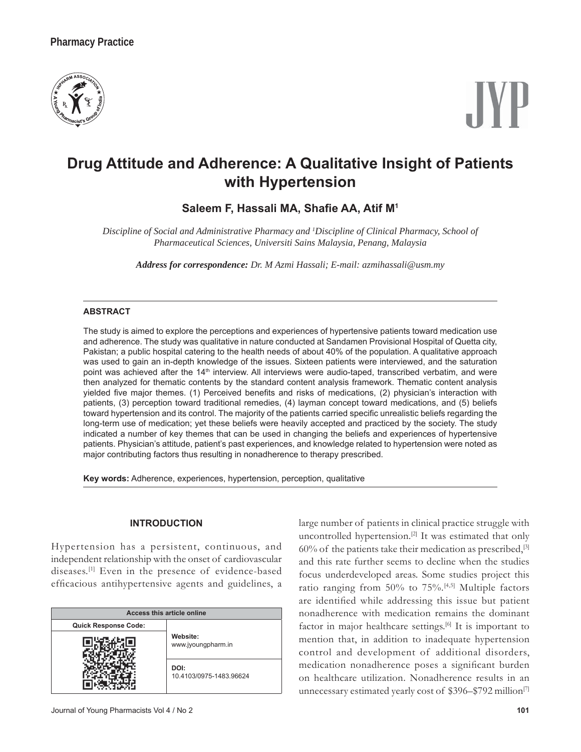Pharmacy Practice

# Drug Attitude and Adherence: A Qualitative Insight of Patients with Hypertension

**Saleem F, Hassali MA, Shafie AA, Atif M[1]**

*Discipline of Social and Administrative Pharmacy and [1]Discipline of Clinical Pharmacy, School of Pharmaceutical Sciences, Universiti Sains Malaysia, Penang, Malaysia*

***Address for correspondence:*** *Dr. M Azmi Hassali; E-mail: azmihassali@usm.my*

## ABSTRACT

The study is aimed to explore the perceptions and experiences of hypertensive patients toward medication use and adherence. The study was qualitative in nature conducted at Sandamen Provisional Hospital of Quetta city, Pakistan; a public hospital catering to the health needs of about 40% of the population. A qualitative approach was used to gain an in-depth knowledge of the issues. Sixteen patients were interviewed, and the saturation point was achieved after the 14th interview. All interviews were audio-taped, transcribed verbatim, and were then analyzed for thematic contents by the standard content analysis framework. Thematic content analysis yielded five major themes. (1) Perceived benefits and risks of medications, (2) physician's interaction with patients, (3) perception toward traditional remedies, (4) layman concept toward medications, and (5) beliefs toward hypertension and its control. The majority of the patients carried specific unrealistic beliefs regarding the long-term use of medication; yet these beliefs were heavily accepted and practiced by the society. The study indicated a number of key themes that can be used in changing the beliefs and experiences of hypertensive patients. Physician's attitude, patient's past experiences, and knowledge related to hypertension were noted as major contributing factors thus resulting in nonadherence to therapy prescribed.

**Key words:** Adherence, experiences, hypertension, perception, qualitative

## INTRODUCTION

Hypertension has a persistent, continuous, and independent relationship with the onset of cardiovascular diseases.[1] Even in the presence of evidence-based efficacious antihypertensive agents and guidelines, a large number of patients in clinical practice struggle with uncontrolled hypertension.[2] It was estimated that only 60% of the patients take their medication as prescribed,[3] and this rate further seems to decline when the studies focus underdeveloped areas. Some studies project this ratio ranging from 50% to 75%.[4,5] Multiple factors are identified while addressing this issue but patient nonadherence with medication remains the dominant factor in major healthcare settings.[6] It is important to mention that, in addition to inadequate hypertension control and development of additional disorders, medication nonadherence poses a significant burden on healthcare utilization. Nonadherence results in an unnecessary estimated yearly cost of $396–$792 million[7]

| Access this article online | |
|---|---|
| Quick Response Code: | Website: www.jyoungpharm.in |
| | DOI: 10.4103/0975-1483.96624 |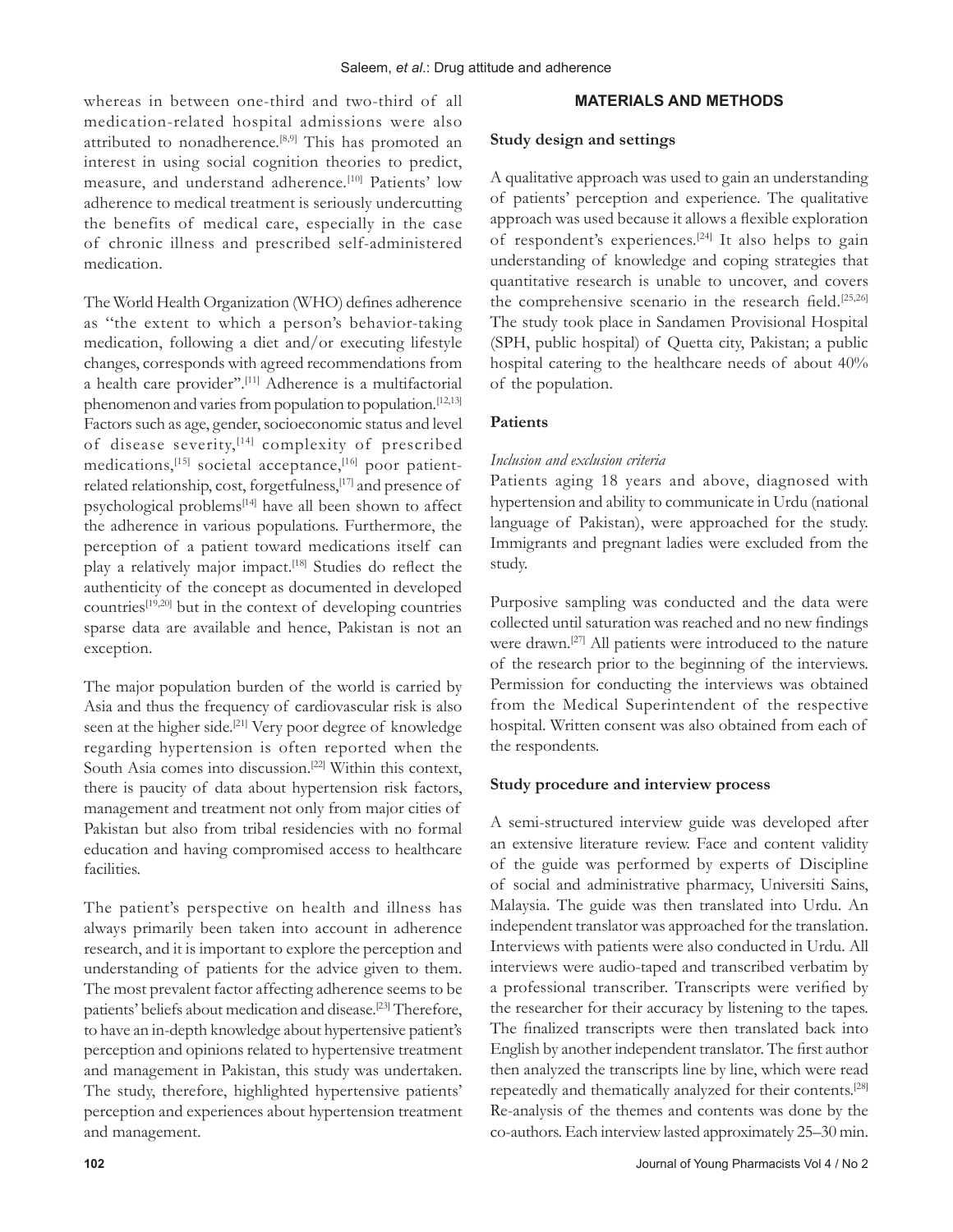whereas in between one-third and two-third of all medication-related hospital admissions were also attributed to nonadherence.[8,9] This has promoted an interest in using social cognition theories to predict, measure, and understand adherence.[10] Patients' low adherence to medical treatment is seriously undercutting the benefits of medical care, especially in the case of chronic illness and prescribed self-administered medication.

The World Health Organization (WHO) defines adherence as "the extent to which a person's behavior-taking medication, following a diet and/or executing lifestyle changes, corresponds with agreed recommendations from a health care provider".[11] Adherence is a multifactorial phenomenon and varies from population to population.[12,13] Factors such as age, gender, socioeconomic status and level of disease severity,[14] complexity of prescribed medications,[15] societal acceptance,[16] poor patient-related relationship, cost, forgetfulness,[17] and presence of psychological problems[14] have all been shown to affect the adherence in various populations. Furthermore, the perception of a patient toward medications itself can play a relatively major impact.[18] Studies do reflect the authenticity of the concept as documented in developed countries[19,20] but in the context of developing countries sparse data are available and hence, Pakistan is not an exception.

The major population burden of the world is carried by Asia and thus the frequency of cardiovascular risk is also seen at the higher side.[21] Very poor degree of knowledge regarding hypertension is often reported when the South Asia comes into discussion.[22] Within this context, there is paucity of data about hypertension risk factors, management and treatment not only from major cities of Pakistan but also from tribal residencies with no formal education and having compromised access to healthcare facilities.

The patient's perspective on health and illness has always primarily been taken into account in adherence research, and it is important to explore the perception and understanding of patients for the advice given to them. The most prevalent factor affecting adherence seems to be patients' beliefs about medication and disease.[23] Therefore, to have an in-depth knowledge about hypertensive patient's perception and opinions related to hypertensive treatment and management in Pakistan, this study was undertaken. The study, therefore, highlighted hypertensive patients' perception and experiences about hypertension treatment and management.

## MATERIALS AND METHODS

### Study design and settings

A qualitative approach was used to gain an understanding of patients' perception and experience. The qualitative approach was used because it allows a flexible exploration of respondent's experiences.[24] It also helps to gain understanding of knowledge and coping strategies that quantitative research is unable to uncover, and covers the comprehensive scenario in the research field.[25,26] The study took place in Sandamen Provisional Hospital (SPH, public hospital) of Quetta city, Pakistan; a public hospital catering to the healthcare needs of about 40% of the population.

### Patients

*Inclusion and exclusion criteria*

Patients aging 18 years and above, diagnosed with hypertension and ability to communicate in Urdu (national language of Pakistan), were approached for the study. Immigrants and pregnant ladies were excluded from the study.

Purposive sampling was conducted and the data were collected until saturation was reached and no new findings were drawn.[27] All patients were introduced to the nature of the research prior to the beginning of the interviews. Permission for conducting the interviews was obtained from the Medical Superintendent of the respective hospital. Written consent was also obtained from each of the respondents.

### Study procedure and interview process

A semi-structured interview guide was developed after an extensive literature review. Face and content validity of the guide was performed by experts of Discipline of social and administrative pharmacy, Universiti Sains, Malaysia. The guide was then translated into Urdu. An independent translator was approached for the translation. Interviews with patients were also conducted in Urdu. All interviews were audio-taped and transcribed verbatim by a professional transcriber. Transcripts were verified by the researcher for their accuracy by listening to the tapes. The finalized transcripts were then translated back into English by another independent translator. The first author then analyzed the transcripts line by line, which were read repeatedly and thematically analyzed for their contents.[28] Re-analysis of the themes and contents was done by the co-authors. Each interview lasted approximately 25–30 min.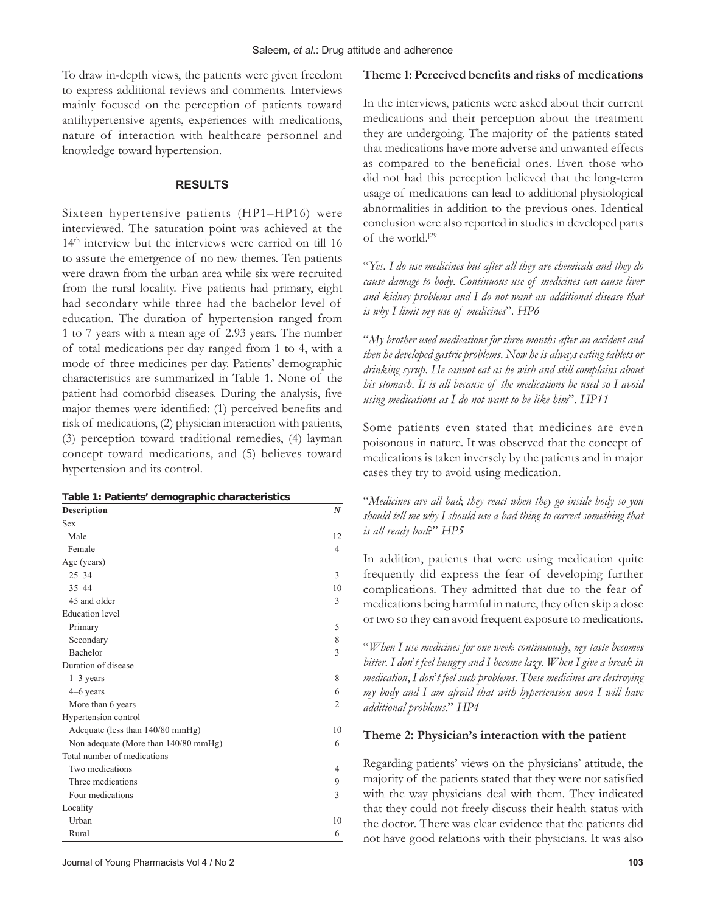To draw in-depth views, the patients were given freedom to express additional reviews and comments. Interviews mainly focused on the perception of patients toward antihypertensive agents, experiences with medications, nature of interaction with healthcare personnel and knowledge toward hypertension.

## RESULTS

Sixteen hypertensive patients (HP1–HP16) were interviewed. The saturation point was achieved at the 14th interview but the interviews were carried on till 16 to assure the emergence of no new themes. Ten patients were drawn from the urban area while six were recruited from the rural locality. Five patients had primary, eight had secondary while three had the bachelor level of education. The duration of hypertension ranged from 1 to 7 years with a mean age of 2.93 years. The number of total medications per day ranged from 1 to 4, with a mode of three medicines per day. Patients' demographic characteristics are summarized in Table 1. None of the patient had comorbid diseases. During the analysis, five major themes were identified: (1) perceived benefits and risk of medications, (2) physician interaction with patients, (3) perception toward traditional remedies, (4) layman concept toward medications, and (5) believes toward hypertension and its control.

**Table 1: Patients' demographic characteristics**

| Description | *N* |
|---|---|
| Sex | |
| Male | 12 |
| Female | 4 |
| Age (years) | |
| 25–34 | 3 |
| 35–44 | 10 |
| 45 and older | 3 |
| Education level | |
| Primary | 5 |
| Secondary | 8 |
| Bachelor | 3 |
| Duration of disease | |
| 1–3 years | 8 |
| 4–6 years | 6 |
| More than 6 years | 2 |
| Hypertension control | |
| Adequate (less than 140/80 mmHg) | 10 |
| Non adequate (More than 140/80 mmHg) | 6 |
| Total number of medications | |
| Two medications | 4 |
| Three medications | 9 |
| Four medications | 3 |
| Locality | |
| Urban | 10 |
| Rural | 6 |

### Theme 1: Perceived benefits and risks of medications

In the interviews, patients were asked about their current medications and their perception about the treatment they are undergoing. The majority of the patients stated that medications have more adverse and unwanted effects as compared to the beneficial ones. Even those who did not had this perception believed that the long-term usage of medications can lead to additional physiological abnormalities in addition to the previous ones. Identical conclusion were also reported in studies in developed parts of the world.[29]

"*Yes. I do use medicines but after all they are chemicals and they do cause damage to body. Continuous use of medicines can cause liver and kidney problems and I do not want an additional disease that is why I limit my use of medicines*". *HP6*

"*My brother used medications for three months after an accident and then he developed gastric problems. Now he is always eating tablets or drinking syrup. He cannot eat as he wish and still complains about his stomach. It is all because of the medications he used so I avoid using medications as I do not want to be like him*". *HP11*

Some patients even stated that medicines are even poisonous in nature. It was observed that the concept of medications is taken inversely by the patients and in major cases they try to avoid using medication.

"*Medicines are all bad; they react when they go inside body so you should tell me why I should use a bad thing to correct something that is all ready bad?*" *HP5*

In addition, patients that were using medication quite frequently did express the fear of developing further complications. They admitted that due to the fear of medications being harmful in nature, they often skip a dose or two so they can avoid frequent exposure to medications.

"*When I use medicines for one week continuously, my taste becomes bitter. I don't feel hungry and I become lazy. When I give a break in medication, I don't feel such problems. These medicines are destroying my body and I am afraid that with hypertension soon I will have additional problems.*" *HP4*

### Theme 2: Physician's interaction with the patient

Regarding patients' views on the physicians' attitude, the majority of the patients stated that they were not satisfied with the way physicians deal with them. They indicated that they could not freely discuss their health status with the doctor. There was clear evidence that the patients did not have good relations with their physicians. It was also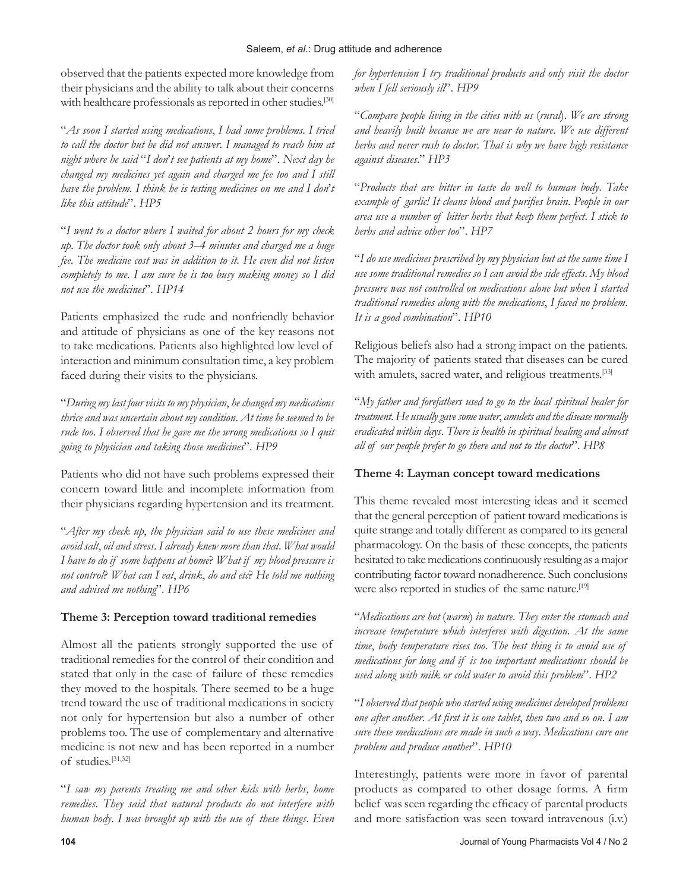observed that the patients expected more knowledge from their physicians and the ability to talk about their concerns with healthcare professionals as reported in other studies.[30]

"*As soon I started using medications, I had some problems. I tried to call the doctor but he did not answer. I managed to reach him at night where he said "I don't see patients at my home". Next day he changed my medicines yet again and charged me fee too and I still have the problem. I think he is testing medicines on me and I don't like this attitude*". HP5

"*I went to a doctor where I waited for about 2 hours for my check up. The doctor took only about 3–4 minutes and charged me a huge fee. The medicine cost was in addition to it. He even did not listen completely to me. I am sure he is too busy making money so I did not use the medicines*". HP14

Patients emphasized the rude and nonfriendly behavior and attitude of physicians as one of the key reasons not to take medications. Patients also highlighted low level of interaction and minimum consultation time, a key problem faced during their visits to the physicians.

"*During my last four visits to my physician, he changed my medications thrice and was uncertain about my condition. At time he seemed to be rude too. I observed that he gave me the wrong medications so I quit going to physician and taking those medicines*". HP9

Patients who did not have such problems expressed their concern toward little and incomplete information from their physicians regarding hypertension and its treatment.

"*After my check up, the physician said to use these medicines and avoid salt, oil and stress. I already knew more than that. What would I have to do if some happens at home? What if my blood pressure is not control? What can I eat, drink, do and etc? He told me nothing and advised me nothing*". HP6

**Theme 3: Perception toward traditional remedies**

Almost all the patients strongly supported the use of traditional remedies for the control of their condition and stated that only in the case of failure of these remedies they moved to the hospitals. There seemed to be a huge trend toward the use of traditional medications in society not only for hypertension but also a number of other problems too. The use of complementary and alternative medicine is not new and has been reported in a number of studies.[31,32]

"*I saw my parents treating me and other kids with herbs, home remedies. They said that natural products do not interfere with human body. I was brought up with the use of these things. Even for hypertension I try traditional products and only visit the doctor when I fell seriously ill*". HP9

"*Compare people living in the cities with us (rural). We are strong and heavily built because we are near to nature. We use different herbs and never rush to doctor. That is why we have high resistance against diseases.*" HP3

"*Products that are bitter in taste do well to human body. Take example of garlic! It cleans blood and purifies brain. People in our area use a number of bitter herbs that keep them perfect. I stick to herbs and advice other too*". HP7

"*I do use medicines prescribed by my physician but at the same time I use some traditional remedies so I can avoid the side effects. My blood pressure was not controlled on medications alone but when I started traditional remedies along with the medications, I faced no problem. It is a good combination*". HP10

Religious beliefs also had a strong impact on the patients. The majority of patients stated that diseases can be cured with amulets, sacred water, and religious treatments.[33]

"*My father and forefathers used to go to the local spiritual healer for treatment. He usually gave some water, amulets and the disease normally eradicated within days. There is health in spiritual healing and almost all of our people prefer to go there and not to the doctor*". HP8

**Theme 4: Layman concept toward medications**

This theme revealed most interesting ideas and it seemed that the general perception of patient toward medications is quite strange and totally different as compared to its general pharmacology. On the basis of these concepts, the patients hesitated to take medications continuously resulting as a major contributing factor toward nonadherence. Such conclusions were also reported in studies of the same nature.[19]

"*Medications are hot (warm) in nature. They enter the stomach and increase temperature which interferes with digestion. At the same time, body temperature rises too. The best thing is to avoid use of medications for long and if is too important medications should be used along with milk or cold water to avoid this problem*". HP2

"*I observed that people who started using medicines developed problems one after another. At first it is one tablet, then two and so on. I am sure these medications are made in such a way. Medications cure one problem and produce another*". HP10

Interestingly, patients were more in favor of parental products as compared to other dosage forms. A firm belief was seen regarding the efficacy of parental products and more satisfaction was seen toward intravenous (i.v.)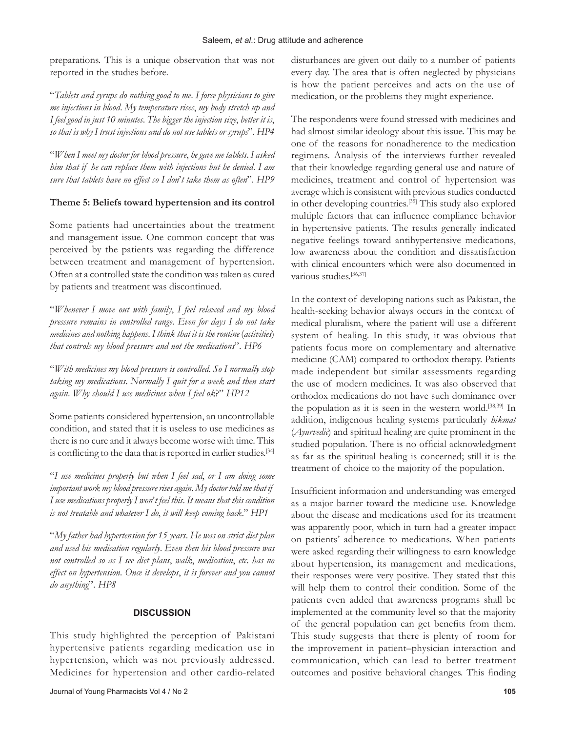preparations. This is a unique observation that was not reported in the studies before.

"*Tablets and syrups do nothing good to me. I force physicians to give me injections in blood. My temperature rises, my body stretch up and I feel good in just 10 minutes. The bigger the injection size, better it is, so that is why I trust injections and do not use tablets or syrups*". *HP4*

"*When I meet my doctor for blood pressure, he gave me tablets. I asked him that if he can replace them with injections but he denied. I am sure that tablets have no effect so I don't take them as often*". *HP9*

**Theme 5: Beliefs toward hypertension and its control**

Some patients had uncertainties about the treatment and management issue. One common concept that was perceived by the patients was regarding the difference between treatment and management of hypertension. Often at a controlled state the condition was taken as cured by patients and treatment was discontinued.

"*Whenever I move out with family, I feel relaxed and my blood pressure remains in controlled range. Even for days I do not take medicines and nothing happens. I think that it is the routine (activities) that controls my blood pressure and not the medications*". *HP6*

"*With medicines my blood pressure is controlled. So I normally stop taking my medications. Normally I quit for a week and then start again. Why should I use medicines when I feel ok?*" *HP12*

Some patients considered hypertension, an uncontrollable condition, and stated that it is useless to use medicines as there is no cure and it always become worse with time. This is conflicting to the data that is reported in earlier studies.[34]

"*I use medicines properly but when I feel sad, or I am doing some important work my blood pressure rises again. My doctor told me that if I use medications properly I won't feel this. It means that this condition is not treatable and whatever I do, it will keep coming back.*" *HP1*

"*My father had hypertension for 15 years. He was on strict diet plan and used his medication regularly. Even then his blood pressure was not controlled so as I see diet plans, walk, medication, etc. has no effect on hypertension. Once it develops, it is forever and you cannot do anything*". *HP8*

## DISCUSSION

This study highlighted the perception of Pakistani hypertensive patients regarding medication use in hypertension, which was not previously addressed. Medicines for hypertension and other cardio-related disturbances are given out daily to a number of patients every day. The area that is often neglected by physicians is how the patient perceives and acts on the use of medication, or the problems they might experience.

The respondents were found stressed with medicines and had almost similar ideology about this issue. This may be one of the reasons for nonadherence to the medication regimens. Analysis of the interviews further revealed that their knowledge regarding general use and nature of medicines, treatment and control of hypertension was average which is consistent with previous studies conducted in other developing countries.[35] This study also explored multiple factors that can influence compliance behavior in hypertensive patients. The results generally indicated negative feelings toward antihypertensive medications, low awareness about the condition and dissatisfaction with clinical encounters which were also documented in various studies.[36,37]

In the context of developing nations such as Pakistan, the health-seeking behavior always occurs in the context of medical pluralism, where the patient will use a different system of healing. In this study, it was obvious that patients focus more on complementary and alternative medicine (CAM) compared to orthodox therapy. Patients made independent but similar assessments regarding the use of modern medicines. It was also observed that orthodox medications do not have such dominance over the population as it is seen in the western world.[38,39] In addition, indigenous healing systems particularly *hikmat* (*Ayurvedic*) and spiritual healing are quite prominent in the studied population. There is no official acknowledgment as far as the spiritual healing is concerned; still it is the treatment of choice to the majority of the population.

Insufficient information and understanding was emerged as a major barrier toward the medicine use. Knowledge about the disease and medications used for its treatment was apparently poor, which in turn had a greater impact on patients' adherence to medications. When patients were asked regarding their willingness to earn knowledge about hypertension, its management and medications, their responses were very positive. They stated that this will help them to control their condition. Some of the patients even added that awareness programs shall be implemented at the community level so that the majority of the general population can get benefits from them. This study suggests that there is plenty of room for the improvement in patient–physician interaction and communication, which can lead to better treatment outcomes and positive behavioral changes. This finding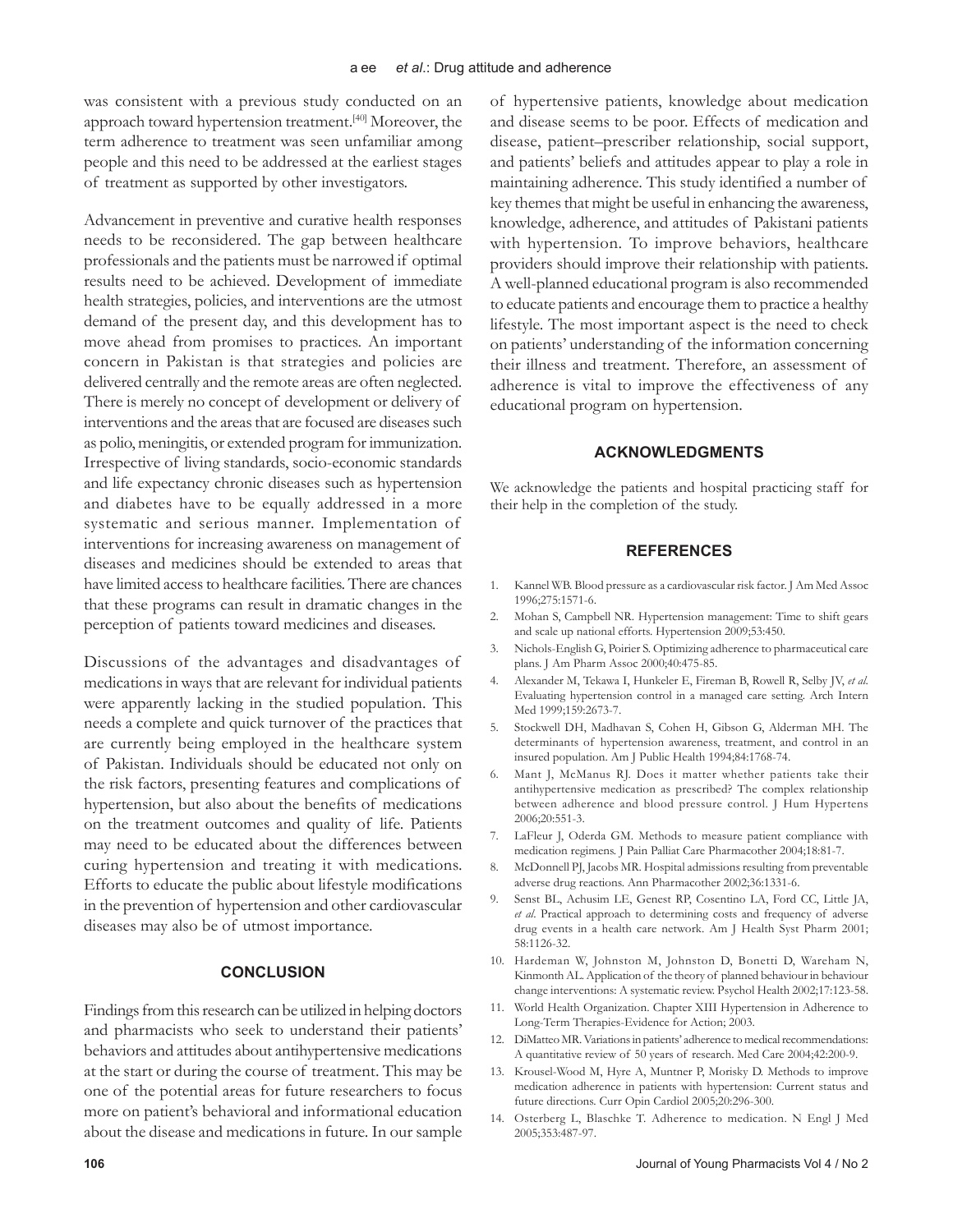was consistent with a previous study conducted on an approach toward hypertension treatment.[40] Moreover, the term adherence to treatment was seen unfamiliar among people and this need to be addressed at the earliest stages of treatment as supported by other investigators.

Advancement in preventive and curative health responses needs to be reconsidered. The gap between healthcare professionals and the patients must be narrowed if optimal results need to be achieved. Development of immediate health strategies, policies, and interventions are the utmost demand of the present day, and this development has to move ahead from promises to practices. An important concern in Pakistan is that strategies and policies are delivered centrally and the remote areas are often neglected. There is merely no concept of development or delivery of interventions and the areas that are focused are diseases such as polio, meningitis, or extended program for immunization. Irrespective of living standards, socio-economic standards and life expectancy chronic diseases such as hypertension and diabetes have to be equally addressed in a more systematic and serious manner. Implementation of interventions for increasing awareness on management of diseases and medicines should be extended to areas that have limited access to healthcare facilities. There are chances that these programs can result in dramatic changes in the perception of patients toward medicines and diseases.

Discussions of the advantages and disadvantages of medications in ways that are relevant for individual patients were apparently lacking in the studied population. This needs a complete and quick turnover of the practices that are currently being employed in the healthcare system of Pakistan. Individuals should be educated not only on the risk factors, presenting features and complications of hypertension, but also about the benefits of medications on the treatment outcomes and quality of life. Patients may need to be educated about the differences between curing hypertension and treating it with medications. Efforts to educate the public about lifestyle modifications in the prevention of hypertension and other cardiovascular diseases may also be of utmost importance.

## CONCLUSION

Findings from this research can be utilized in helping doctors and pharmacists who seek to understand their patients' behaviors and attitudes about antihypertensive medications at the start or during the course of treatment. This may be one of the potential areas for future researchers to focus more on patient's behavioral and informational education about the disease and medications in future. In our sample of hypertensive patients, knowledge about medication and disease seems to be poor. Effects of medication and disease, patient–prescriber relationship, social support, and patients' beliefs and attitudes appear to play a role in maintaining adherence. This study identified a number of key themes that might be useful in enhancing the awareness, knowledge, adherence, and attitudes of Pakistani patients with hypertension. To improve behaviors, healthcare providers should improve their relationship with patients. A well-planned educational program is also recommended to educate patients and encourage them to practice a healthy lifestyle. The most important aspect is the need to check on patients' understanding of the information concerning their illness and treatment. Therefore, an assessment of adherence is vital to improve the effectiveness of any educational program on hypertension.

## ACKNOWLEDGMENTS

We acknowledge the patients and hospital practicing staff for their help in the completion of the study.

## REFERENCES

1. Kannel WB. Blood pressure as a cardiovascular risk factor. J Am Med Assoc 1996;275:1571-6.
2. Mohan S, Campbell NR. Hypertension management: Time to shift gears and scale up national efforts. Hypertension 2009;53:450.
3. Nichols-English G, Poirier S. Optimizing adherence to pharmaceutical care plans. J Am Pharm Assoc 2000;40:475-85.
4. Alexander M, Tekawa I, Hunkeler E, Fireman B, Rowell R, Selby JV, *et al*. Evaluating hypertension control in a managed care setting. Arch Intern Med 1999;159:2673-7.
5. Stockwell DH, Madhavan S, Cohen H, Gibson G, Alderman MH. The determinants of hypertension awareness, treatment, and control in an insured population. Am J Public Health 1994;84:1768-74.
6. Mant J, McManus RJ. Does it matter whether patients take their antihypertensive medication as prescribed? The complex relationship between adherence and blood pressure control. J Hum Hypertens 2006;20:551-3.
7. LaFleur J, Oderda GM. Methods to measure patient compliance with medication regimens. J Pain Palliat Care Pharmacother 2004;18:81-7.
8. McDonnell PJ, Jacobs MR. Hospital admissions resulting from preventable adverse drug reactions. Ann Pharmacother 2002;36:1331-6.
9. Senst BL, Achusim LE, Genest RP, Cosentino LA, Ford CC, Little JA, *et al*. Practical approach to determining costs and frequency of adverse drug events in a health care network. Am J Health Syst Pharm 2001; 58:1126-32.
10. Hardeman W, Johnston M, Johnston D, Bonetti D, Wareham N, Kinmonth AL. Application of the theory of planned behaviour in behaviour change interventions: A systematic review. Psychol Health 2002;17:123-58.
11. World Health Organization. Chapter XIII Hypertension in Adherence to Long-Term Therapies-Evidence for Action; 2003.
12. DiMatteo MR. Variations in patients' adherence to medical recommendations: A quantitative review of 50 years of research. Med Care 2004;42:200-9.
13. Krousel-Wood M, Hyre A, Muntner P, Morisky D. Methods to improve medication adherence in patients with hypertension: Current status and future directions. Curr Opin Cardiol 2005;20:296-300.
14. Osterberg L, Blaschke T. Adherence to medication. N Engl J Med 2005;353:487-97.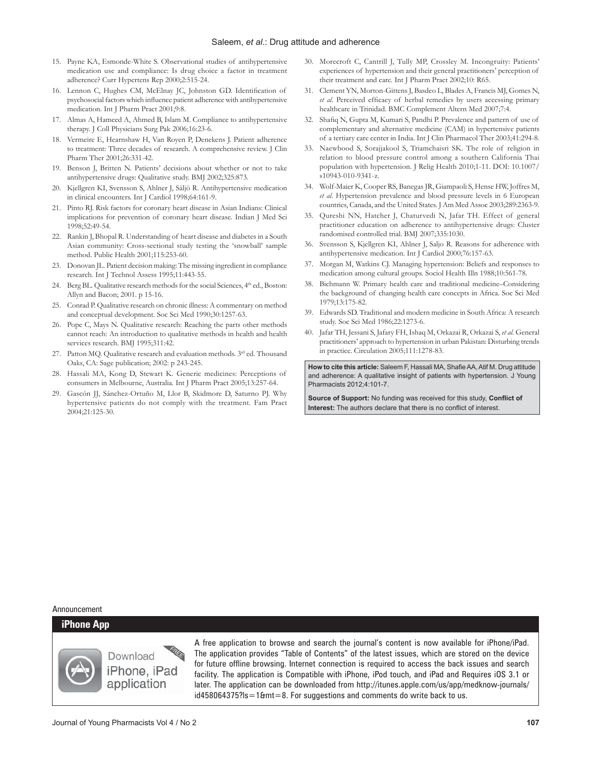15. Payne KA, Esmonde-White S. Observational studies of antihypertensive medication use and compliance: Is drug choice a factor in treatment adherence? Curr Hypertens Rep 2000;2:515-24.
16. Lennon C, Hughes CM, McElnay JC, Johnston GD. Identification of psychosocial factors which influence patient adherence with antihypertensive medication. Int J Pharm Pract 2001;9:8.
17. Almas A, Hameed A, Ahmed B, Islam M. Compliance to antihypertensive therapy. J Coll Physicians Surg Pak 2006;16:23-6.
18. Vermeire E, Hearnshaw H, Van Royen P, Denekens J. Patient adherence to treatment: Three decades of research. A comprehensive review. J Clin Pharm Ther 2001;26:331-42.
19. Benson J, Britten N. Patients' decisions about whether or not to take antihypertensive drugs: Qualitative study. BMJ 2002;325:873.
20. Kjellgren KI, Svensson S, Ahlner J, Säljö R. Antihypertensive medication in clinical encounters. Int J Cardiol 1998;64:161-9.
21. Pinto RJ. Risk factors for coronary heart disease in Asian Indians: Clinical implications for prevention of coronary heart disease. Indian J Med Sci 1998;52:49-54.
22. Rankin J, Bhopal R. Understanding of heart disease and diabetes in a South Asian community: Cross-sectional study testing the 'snowball' sample method. Public Health 2001;115:253-60.
23. Donovan JL. Patient decision making: The missing ingredient in compliance research. Int J Technol Assess 1995;11:443-55.
24. Berg BL. Qualitative research methods for the social Sciences, 4th ed., Boston: Allyn and Bacon; 2001. p 15-16.
25. Conrad P. Qualitative research on chronic illness: A commentary on method and conceptual development. Soc Sci Med 1990;30:1257-63.
26. Pope C, Mays N. Qualitative research: Reaching the parts other methods cannot reach: An introduction to qualitative methods in health and health services research. BMJ 1995;311:42.
27. Patton MQ. Qualitative research and evaluation methods. 3rd ed. Thousand Oaks, CA: Sage publication; 2002: p 243-245.
28. Hassali MA, Kong D, Stewart K. Generic medicines: Perceptions of consumers in Melbourne, Australia. Int J Pharm Pract 2005;13:257-64.
29. Gascón JJ, Sánchez-Ortuño M, Llor B, Skidmore D, Saturno PJ. Why hypertensive patients do not comply with the treatment. Fam Pract 2004;21:125-30.
30. Morecroft C, Cantrill J, Tully MP, Crossley M. Incongruity: Patients' experiences of hypertension and their general practitioners' perception of their treatment and care. Int J Pharm Pract 2002;10: R65.
31. Clement YN, Morton-Gittens J, Basdeo L, Blades A, Francis MJ, Gomes N, *et al*. Perceived efficacy of herbal remedies by users accessing primary healthcare in Trinidad. BMC Complement Altern Med 2007;7:4.
32. Shafiq N, Gupta M, Kumari S, Pandhi P. Prevalence and pattern of use of complementary and alternative medicine (CAM) in hypertensive patients of a tertiary care center in India. Int J Clin Pharmacol Ther 2003;41:294-8.
33. Naewbood S, Sorajjakool S, Triamchaisri SK. The role of religion in relation to blood pressure control among a southern California Thai population with hypertension. J Relig Health 2010;1-11. DOI: 10.1007/s10943-010-9341-z.
34. Wolf-Maier K, Cooper RS, Banegas JR, Giampaoli S, Hense HW, Joffres M, *et al*. Hypertension prevalence and blood pressure levels in 6 European countries, Canada, and the United States. J Am Med Assoc 2003;289:2363-9.
35. Qureshi NN, Hatcher J, Chaturvedi N, Jafar TH. Effect of general practitioner education on adherence to antihypertensive drugs: Cluster randomised controlled trial. BMJ 2007;335:1030.
36. Svensson S, Kjellgren KI, Ahlner J, Saljo R. Reasons for adherence with antihypertensive medication. Int J Cardiol 2000;76:157-63.
37. Morgan M, Watkins CJ. Managing hypertension: Beliefs and responses to medication among cultural groups. Sociol Health Illn 1988;10:561-78.
38. Bichmann W. Primary health care and traditional medicine–Considering the background of changing health care concepts in Africa. Soc Sci Med 1979;13:175-82.
39. Edwards SD. Traditional and modern medicine in South Africa: A research study. Soc Sci Med 1986;22:1273-6.
40. Jafar TH, Jessani S, Jafary FH, Ishaq M, Orkazai R, Orkazai S, *et al*. General practitioners' approach to hypertension in urban Pakistan: Disturbing trends in practice. Circulation 2005;111:1278-83.

**How to cite this article:** Saleem F, Hassali MA, Shafie AA, Atif M. Drug attitude and adherence: A qualitative insight of patients with hypertension. J Young Pharmacists 2012;4:101-7.

**Source of Support:** No funding was received for this study, **Conflict of Interest:** The authors declare that there is no conflict of interest.

Announcement

## iPhone App

Download iPhone, iPad application FREE

A free application to browse and search the journal's content is now available for iPhone/iPad. The application provides "Table of Contents" of the latest issues, which are stored on the device for future offline browsing. Internet connection is required to access the back issues and search facility. The application is Compatible with iPhone, iPod touch, and iPad and Requires iOS 3.1 or later. The application can be downloaded from http://itunes.apple.com/us/app/medknow-journals/id458064375?ls=1&mt=8. For suggestions and comments do write back to us.